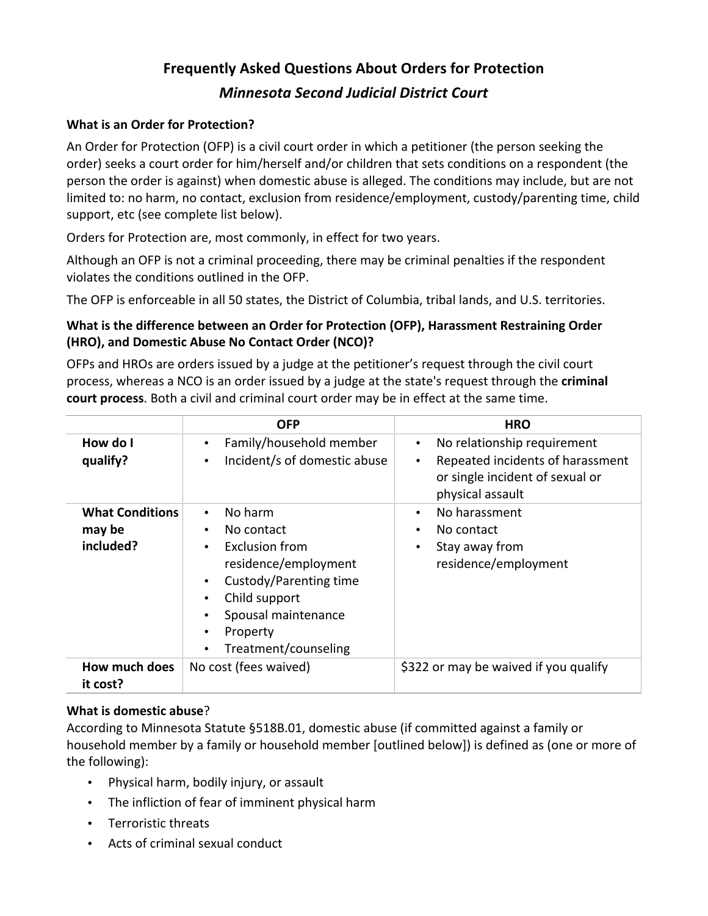# Frequently Asked Questions About Orders for Protection

## *Minnesota Second Judicial District Court*

### What is an Order for Protection?

An Order for Protection (OFP) is a civil court order in which a petitioner (the person seeking the order) seeks a court order for him/herself and/or children that sets conditions on a respondent (the person the order is against) when domestic abuse is alleged. The conditions may include, but are not limited to: no harm, no contact, exclusion from residence/employment, custody/parenting time, child support, etc (see complete list below).

Orders for Protection are, most commonly, in effect for two years.

Although an OFP is not a criminal proceeding, there may be criminal penalties if the respondent violates the conditions outlined in the OFP.

The OFP is enforceable in all 50 states, the District of Columbia, tribal lands, and U.S. territories.

### What is the difference between an Order for Protection (OFP), Harassment Restraining Order (HRO), and Domestic Abuse No Contact Order (NCO)?

OFPs and HROs are orders issued by a judge at the petitioner's request through the civil court process, whereas a NCO is an order issued by a judge at the state's request through the **criminal court process**. Both a civil and criminal court order may be in effect at the same time.

| | OFP | HRO |
|---|---|---|
| **How do I qualify?** | • Family/household member<br>• Incident/s of domestic abuse | • No relationship requirement<br>• Repeated incidents of harassment or single incident of sexual or physical assault |
| **What Conditions may be included?** | • No harm<br>• No contact<br>• Exclusion from residence/employment<br>• Custody/Parenting time<br>• Child support<br>• Spousal maintenance<br>• Property<br>• Treatment/counseling | • No harassment<br>• No contact<br>• Stay away from residence/employment |
| **How much does it cost?** | No cost (fees waived) | $322 or may be waived if you qualify |

### What is domestic abuse?

According to Minnesota Statute §518B.01, domestic abuse (if committed against a family or household member by a family or household member [outlined below]) is defined as (one or more of the following):

- Physical harm, bodily injury, or assault
- The infliction of fear of imminent physical harm
- Terroristic threats
- Acts of criminal sexual conduct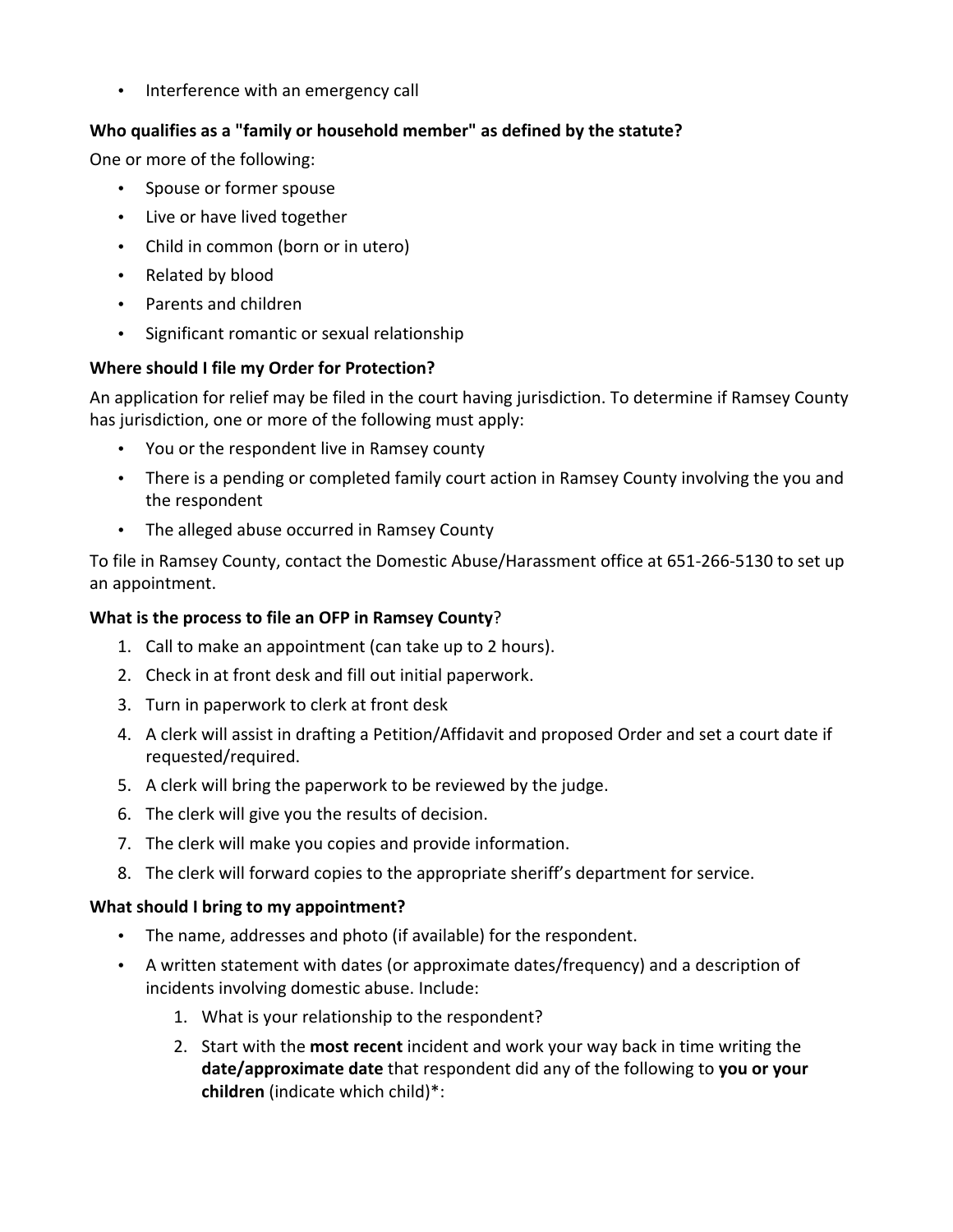- Interference with an emergency call

**Who qualifies as a "family or household member" as defined by the statute?**

One or more of the following:

- Spouse or former spouse
- Live or have lived together
- Child in common (born or in utero)
- Related by blood
- Parents and children
- Significant romantic or sexual relationship

**Where should I file my Order for Protection?**

An application for relief may be filed in the court having jurisdiction. To determine if Ramsey County has jurisdiction, one or more of the following must apply:

- You or the respondent live in Ramsey county
- There is a pending or completed family court action in Ramsey County involving the you and the respondent
- The alleged abuse occurred in Ramsey County

To file in Ramsey County, contact the Domestic Abuse/Harassment office at 651-266-5130 to set up an appointment.

**What is the process to file an OFP in Ramsey County**?

1. Call to make an appointment (can take up to 2 hours).
2. Check in at front desk and fill out initial paperwork.
3. Turn in paperwork to clerk at front desk
4. A clerk will assist in drafting a Petition/Affidavit and proposed Order and set a court date if requested/required.
5. A clerk will bring the paperwork to be reviewed by the judge.
6. The clerk will give you the results of decision.
7. The clerk will make you copies and provide information.
8. The clerk will forward copies to the appropriate sheriff's department for service.

**What should I bring to my appointment?**

- The name, addresses and photo (if available) for the respondent.
- A written statement with dates (or approximate dates/frequency) and a description of incidents involving domestic abuse. Include:
    1. What is your relationship to the respondent?
    2. Start with the **most recent** incident and work your way back in time writing the **date/approximate date** that respondent did any of the following to **you or your children** (indicate which child)*: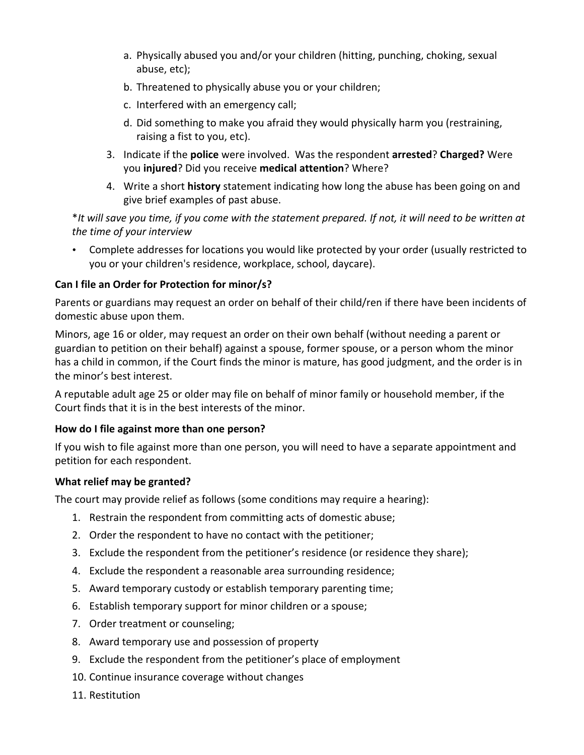a. Physically abused you and/or your children (hitting, punching, choking, sexual abuse, etc);
   b. Threatened to physically abuse you or your children;
   c. Interfered with an emergency call;
   d. Did something to make you afraid they would physically harm you (restraining, raising a fist to you, etc).
3. Indicate if the **police** were involved. Was the respondent **arrested**? **Charged?** Were you **injured**? Did you receive **medical attention**? Where?
4. Write a short **history** statement indicating how long the abuse has been going on and give brief examples of past abuse.

*It will save you time, if you come with the statement prepared. If not, it will need to be written at the time of your interview*

- Complete addresses for locations you would like protected by your order (usually restricted to you or your children's residence, workplace, school, daycare).

**Can I file an Order for Protection for minor/s?**

Parents or guardians may request an order on behalf of their child/ren if there have been incidents of domestic abuse upon them.

Minors, age 16 or older, may request an order on their own behalf (without needing a parent or guardian to petition on their behalf) against a spouse, former spouse, or a person whom the minor has a child in common, if the Court finds the minor is mature, has good judgment, and the order is in the minor's best interest.

A reputable adult age 25 or older may file on behalf of minor family or household member, if the Court finds that it is in the best interests of the minor.

**How do I file against more than one person?**

If you wish to file against more than one person, you will need to have a separate appointment and petition for each respondent.

**What relief may be granted?**

The court may provide relief as follows (some conditions may require a hearing):

1. Restrain the respondent from committing acts of domestic abuse;
2. Order the respondent to have no contact with the petitioner;
3. Exclude the respondent from the petitioner's residence (or residence they share);
4. Exclude the respondent a reasonable area surrounding residence;
5. Award temporary custody or establish temporary parenting time;
6. Establish temporary support for minor children or a spouse;
7. Order treatment or counseling;
8. Award temporary use and possession of property
9. Exclude the respondent from the petitioner's place of employment
10. Continue insurance coverage without changes
11. Restitution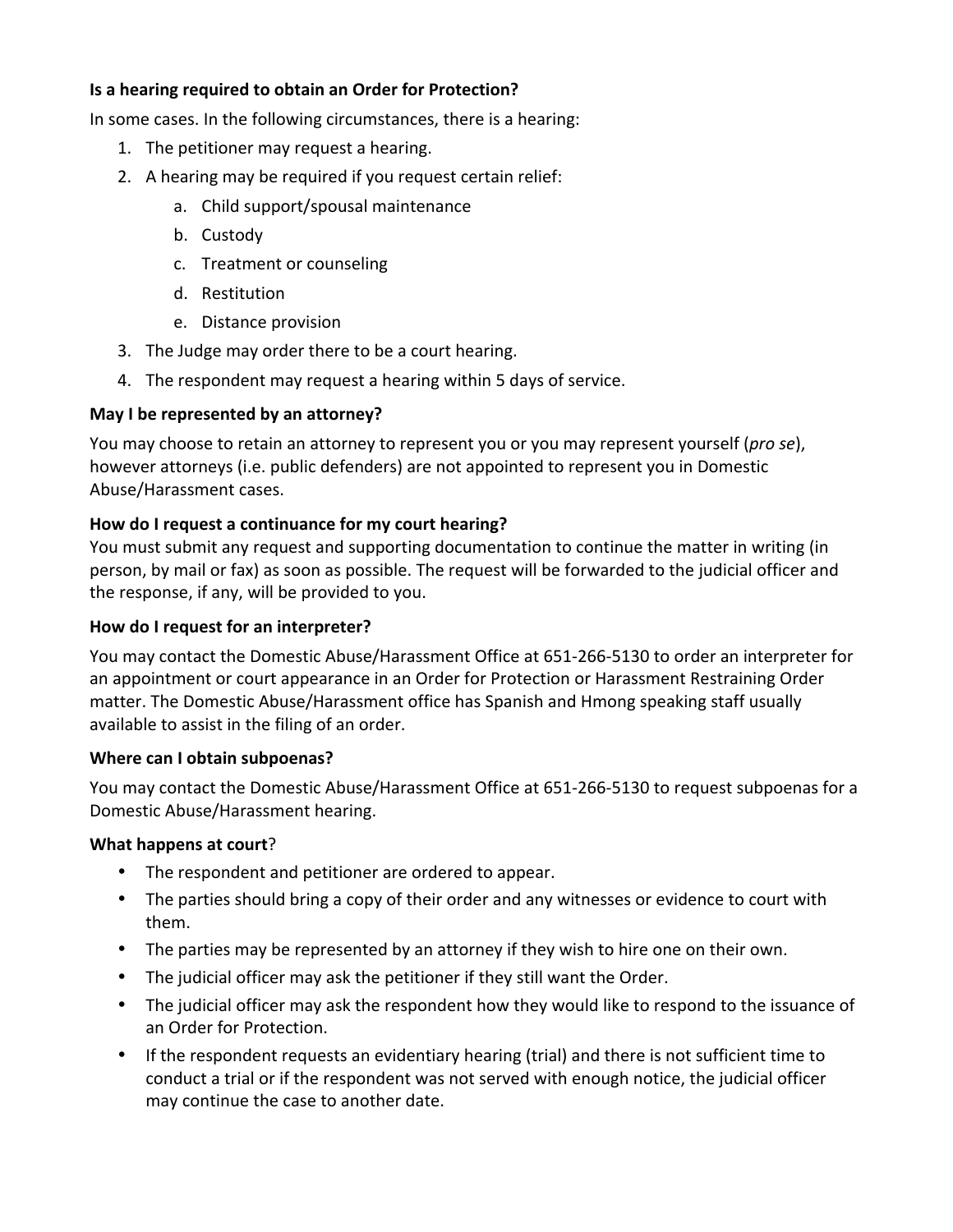**Is a hearing required to obtain an Order for Protection?**

In some cases. In the following circumstances, there is a hearing:

1. The petitioner may request a hearing.
2. A hearing may be required if you request certain relief:
    a. Child support/spousal maintenance
    b. Custody
    c. Treatment or counseling
    d. Restitution
    e. Distance provision
3. The Judge may order there to be a court hearing.
4. The respondent may request a hearing within 5 days of service.

**May I be represented by an attorney?**

You may choose to retain an attorney to represent you or you may represent yourself (*pro se*), however attorneys (i.e. public defenders) are not appointed to represent you in Domestic Abuse/Harassment cases.

**How do I request a continuance for my court hearing?**

You must submit any request and supporting documentation to continue the matter in writing (in person, by mail or fax) as soon as possible. The request will be forwarded to the judicial officer and the response, if any, will be provided to you.

**How do I request for an interpreter?**

You may contact the Domestic Abuse/Harassment Office at 651-266-5130 to order an interpreter for an appointment or court appearance in an Order for Protection or Harassment Restraining Order matter. The Domestic Abuse/Harassment office has Spanish and Hmong speaking staff usually available to assist in the filing of an order.

**Where can I obtain subpoenas?**

You may contact the Domestic Abuse/Harassment Office at 651-266-5130 to request subpoenas for a Domestic Abuse/Harassment hearing.

**What happens at court**?

- The respondent and petitioner are ordered to appear.
- The parties should bring a copy of their order and any witnesses or evidence to court with them.
- The parties may be represented by an attorney if they wish to hire one on their own.
- The judicial officer may ask the petitioner if they still want the Order.
- The judicial officer may ask the respondent how they would like to respond to the issuance of an Order for Protection.
- If the respondent requests an evidentiary hearing (trial) and there is not sufficient time to conduct a trial or if the respondent was not served with enough notice, the judicial officer may continue the case to another date.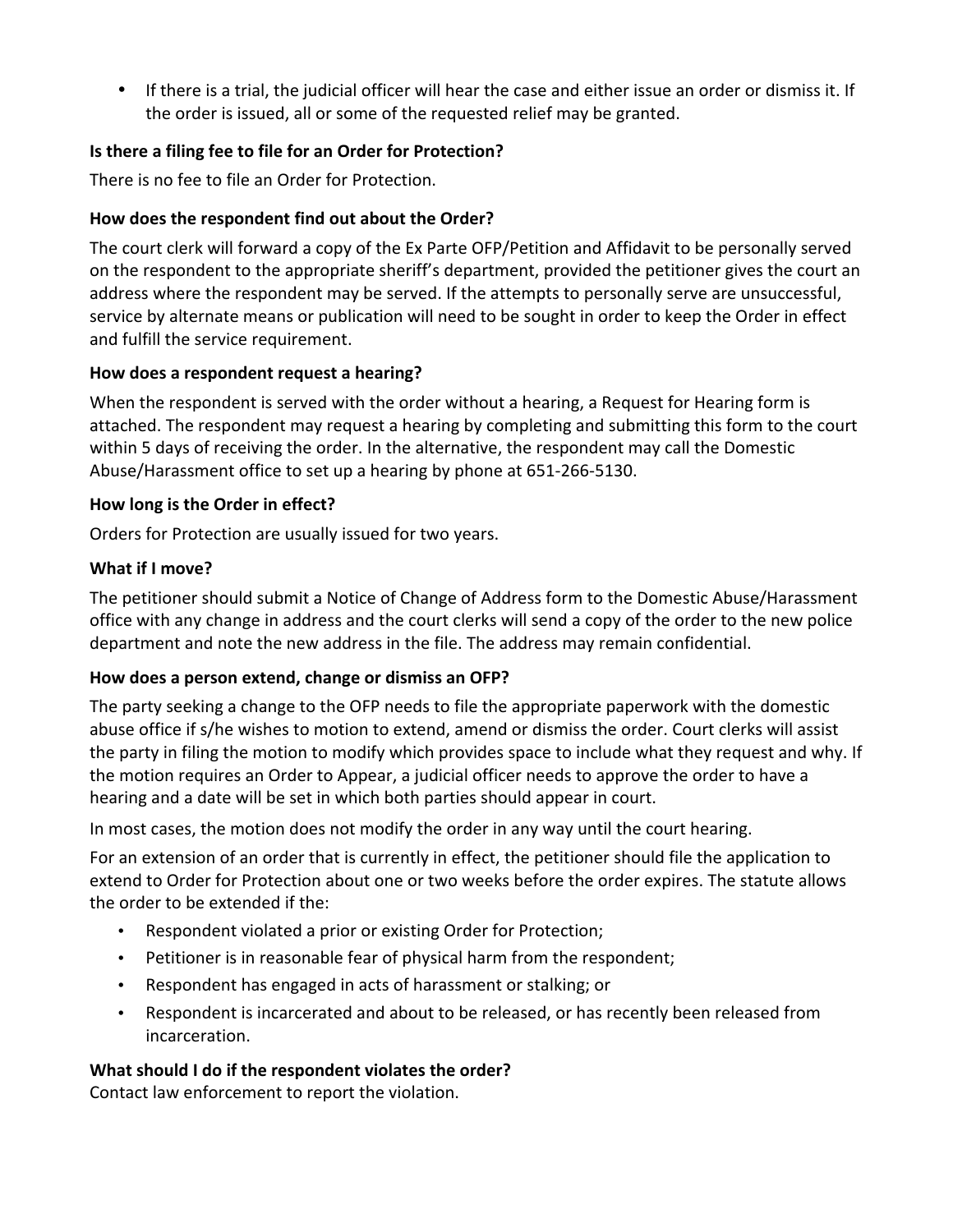- If there is a trial, the judicial officer will hear the case and either issue an order or dismiss it. If the order is issued, all or some of the requested relief may be granted.

**Is there a filing fee to file for an Order for Protection?**

There is no fee to file an Order for Protection.

**How does the respondent find out about the Order?**

The court clerk will forward a copy of the Ex Parte OFP/Petition and Affidavit to be personally served on the respondent to the appropriate sheriff's department, provided the petitioner gives the court an address where the respondent may be served. If the attempts to personally serve are unsuccessful, service by alternate means or publication will need to be sought in order to keep the Order in effect and fulfill the service requirement.

**How does a respondent request a hearing?**

When the respondent is served with the order without a hearing, a Request for Hearing form is attached. The respondent may request a hearing by completing and submitting this form to the court within 5 days of receiving the order. In the alternative, the respondent may call the Domestic Abuse/Harassment office to set up a hearing by phone at 651-266-5130.

**How long is the Order in effect?**

Orders for Protection are usually issued for two years.

**What if I move?**

The petitioner should submit a Notice of Change of Address form to the Domestic Abuse/Harassment office with any change in address and the court clerks will send a copy of the order to the new police department and note the new address in the file. The address may remain confidential.

**How does a person extend, change or dismiss an OFP?**

The party seeking a change to the OFP needs to file the appropriate paperwork with the domestic abuse office if s/he wishes to motion to extend, amend or dismiss the order. Court clerks will assist the party in filing the motion to modify which provides space to include what they request and why. If the motion requires an Order to Appear, a judicial officer needs to approve the order to have a hearing and a date will be set in which both parties should appear in court.

In most cases, the motion does not modify the order in any way until the court hearing.

For an extension of an order that is currently in effect, the petitioner should file the application to extend to Order for Protection about one or two weeks before the order expires. The statute allows the order to be extended if the:

- Respondent violated a prior or existing Order for Protection;
- Petitioner is in reasonable fear of physical harm from the respondent;
- Respondent has engaged in acts of harassment or stalking; or
- Respondent is incarcerated and about to be released, or has recently been released from incarceration.

**What should I do if the respondent violates the order?**

Contact law enforcement to report the violation.